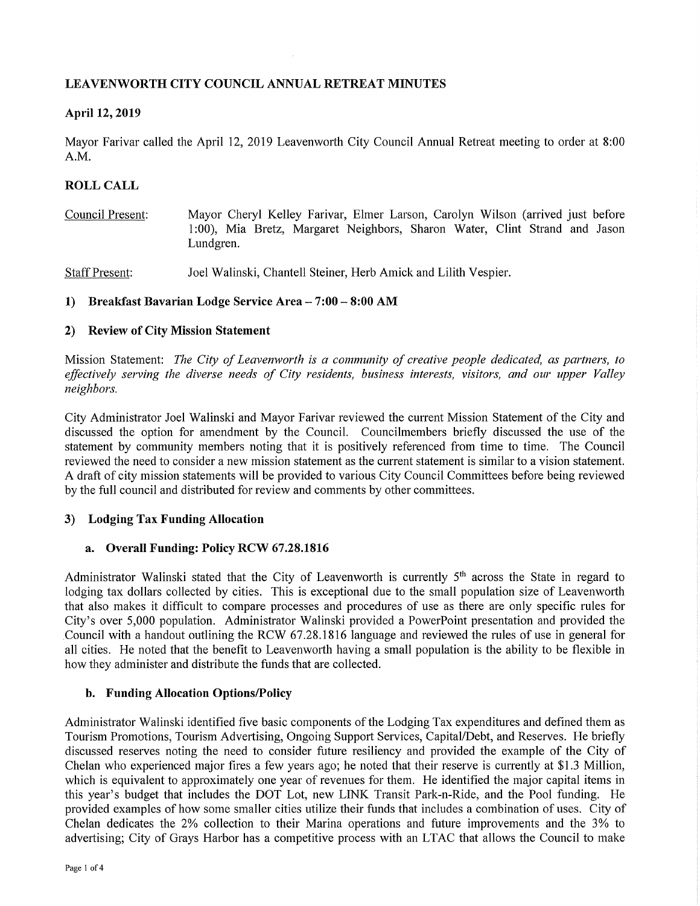# LEAVENWORTH CITY COUNCIL ANNUAL RETREAT MINUTES

## April 12, 2019

Mayor Farivar called the April 12, 2019 Leavenworth City Council Annual Retreat meeting to order at 8:00 A.M.

## ROLL CALL

Council Present: Mayor Cheryl Kelley Farivar, Elmer Larson, Carolyn Wilson (arrived just before 1:00), Mia Bretz, Margaret Neighbors, Sharon Water, Clint Strand and Jason Lundgren.

Staff Present: Joel Walinski, Chantell Steiner, Herb Amick and Lilith Vespier.

### 1) Breakfast Bavarian Lodge Service Area – 7:00 – 8:00 AM

### 2) Review of City Mission Statement

Mission Statement: *The City of Leavenworth is a community of creative people dedicated, as partners, to effectively serving the diverse needs of City residents, business interests, visitors, and our upper Valley neighbors.*

City Administrator Joel Walinski and Mayor Farivar reviewed the current Mission Statement of the City and discussed the option for amendment by the Council. Councilmembers briefly discussed the use of the statement by community members noting that it is positively referenced from time to time. The Council reviewed the need to consider a new mission statement as the current statement is similar to a vision statement. A draft of city mission statements will be provided to various City Council Committees before being reviewed by the full council and distributed for review and comments by other committees.

### 3) Lodging Tax Funding Allocation

#### a. Overall Funding: Policy RCW 67.28.1816

Administrator Walinski stated that the City of Leavenworth is currently 5th across the State in regard to lodging tax dollars collected by cities. This is exceptional due to the small population size of Leavenworth that also makes it difficult to compare processes and procedures of use as there are only specific rules for City's over 5,000 population. Administrator Walinski provided a PowerPoint presentation and provided the Council with a handout outlining the RCW 67.28.1816 language and reviewed the rules of use in general for all cities. He noted that the benefit to Leavenworth having a small population is the ability to be flexible in how they administer and distribute the funds that are collected.

#### b. Funding Allocation Options/Policy

Administrator Walinski identified five basic components of the Lodging Tax expenditures and defined them as Tourism Promotions, Tourism Advertising, Ongoing Support Services, Capital/Debt, and Reserves. He briefly discussed reserves noting the need to consider future resiliency and provided the example of the City of Chelan who experienced major fires a few years ago; he noted that their reserve is currently at $1.3 Million, which is equivalent to approximately one year of revenues for them. He identified the major capital items in this year's budget that includes the DOT Lot, new LINK Transit Park-n-Ride, and the Pool funding. He provided examples of how some smaller cities utilize their funds that includes a combination of uses. City of Chelan dedicates the 2% collection to their Marina operations and future improvements and the 3% to advertising; City of Grays Harbor has a competitive process with an LTAC that allows the Council to make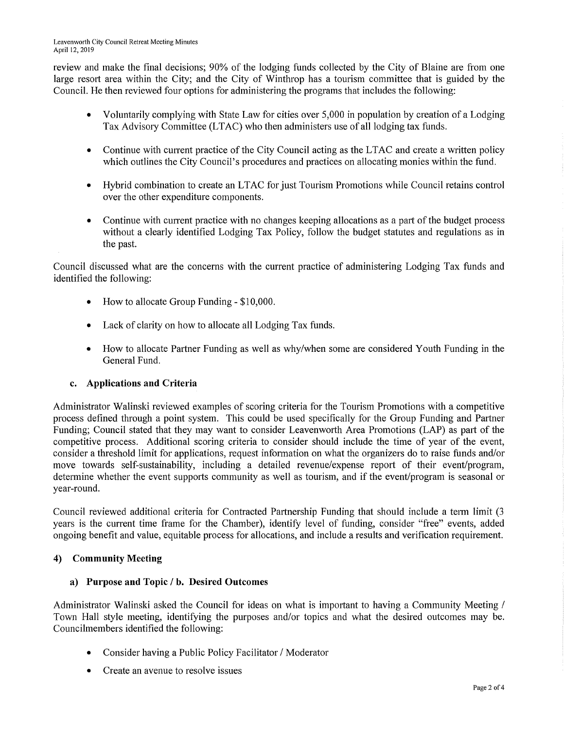review and make the final decisions; 90% of the lodging funds collected by the City of Blaine are from one large resort area within the City; and the City of Winthrop has a tourism committee that is guided by the Council. He then reviewed four options for administering the programs that includes the following:

- Voluntarily complying with State Law for cities over 5,000 in population by creation of a Lodging Tax Advisory Committee (LTAC) who then administers use of all lodging tax funds.
- Continue with current practice of the City Council acting as the LTAC and create a written policy which outlines the City Council's procedures and practices on allocating monies within the fund.
- Hybrid combination to create an LTAC for just Tourism Promotions while Council retains control over the other expenditure components.
- Continue with current practice with no changes keeping allocations as a part of the budget process without a clearly identified Lodging Tax Policy, follow the budget statutes and regulations as in the past.

Council discussed what are the concerns with the current practice of administering Lodging Tax funds and identified the following:

- How to allocate Group Funding - $10,000.
- Lack of clarity on how to allocate all Lodging Tax funds.
- How to allocate Partner Funding as well as why/when some are considered Youth Funding in the General Fund.

### c. Applications and Criteria

Administrator Walinski reviewed examples of scoring criteria for the Tourism Promotions with a competitive process defined through a point system. This could be used specifically for the Group Funding and Partner Funding; Council stated that they may want to consider Leavenworth Area Promotions (LAP) as part of the competitive process. Additional scoring criteria to consider should include the time of year of the event, consider a threshold limit for applications, request information on what the organizers do to raise funds and/or move towards self-sustainability, including a detailed revenue/expense report of their event/program, determine whether the event supports community as well as tourism, and if the event/program is seasonal or year-round.

Council reviewed additional criteria for Contracted Partnership Funding that should include a term limit (3 years is the current time frame for the Chamber), identify level of funding, consider "free" events, added ongoing benefit and value, equitable process for allocations, and include a results and verification requirement.

## 4) Community Meeting

### a) Purpose and Topic / b. Desired Outcomes

Administrator Walinski asked the Council for ideas on what is important to having a Community Meeting / Town Hall style meeting, identifying the purposes and/or topics and what the desired outcomes may be. Councilmembers identified the following:

- Consider having a Public Policy Facilitator / Moderator
- Create an avenue to resolve issues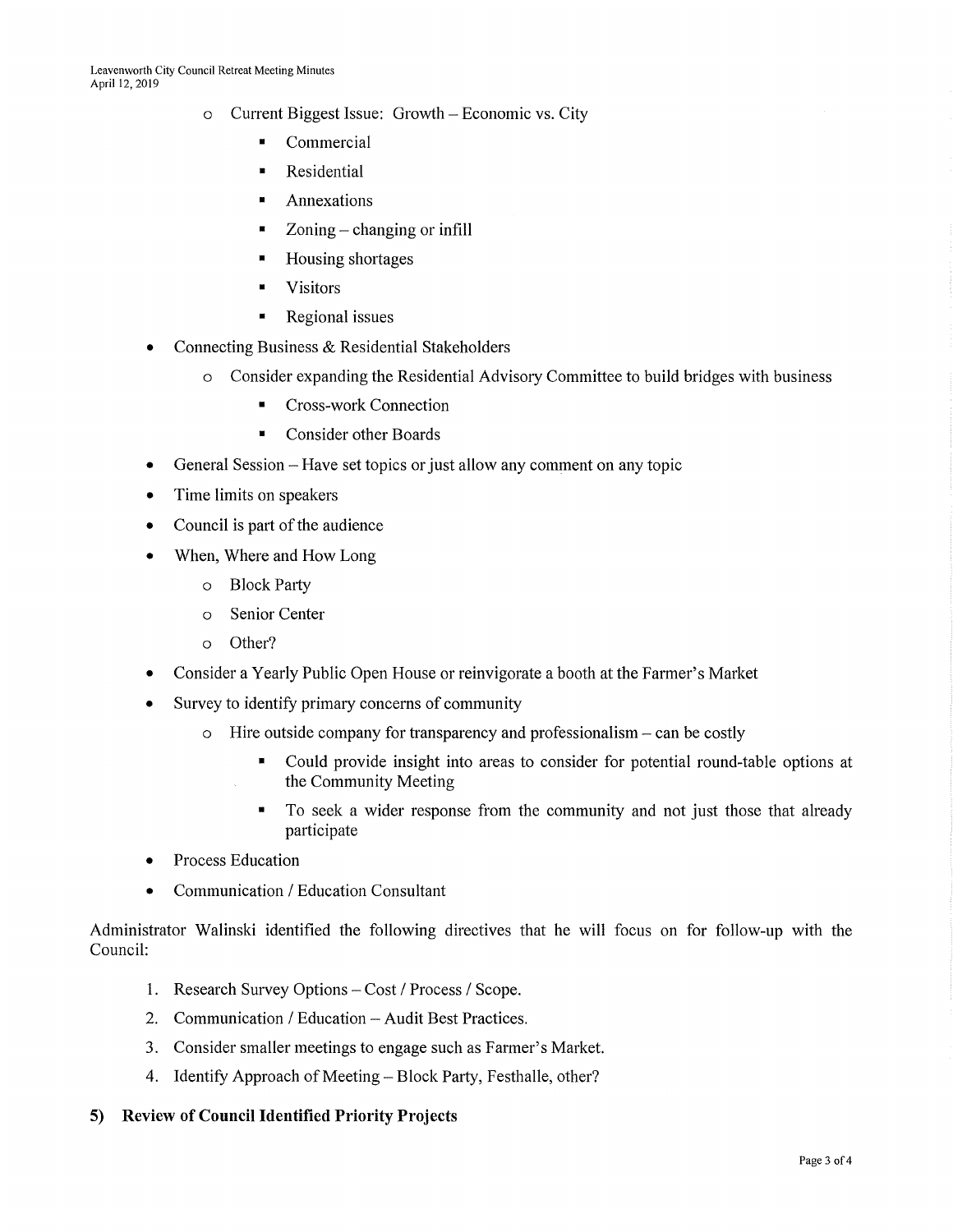- Current Biggest Issue: Growth – Economic vs. City
    - Commercial
    - Residential
    - Annexations
    - Zoning – changing or infill
    - Housing shortages
    - Visitors
    - Regional issues
- Connecting Business & Residential Stakeholders
  - Consider expanding the Residential Advisory Committee to build bridges with business
    - Cross-work Connection
    - Consider other Boards
- General Session – Have set topics or just allow any comment on any topic
- Time limits on speakers
- Council is part of the audience
- When, Where and How Long
  - Block Party
  - Senior Center
  - Other?
- Consider a Yearly Public Open House or reinvigorate a booth at the Farmer's Market
- Survey to identify primary concerns of community
  - Hire outside company for transparency and professionalism – can be costly
    - Could provide insight into areas to consider for potential round-table options at the Community Meeting
    - To seek a wider response from the community and not just those that already participate
- Process Education
- Communication / Education Consultant

Administrator Walinski identified the following directives that he will focus on for follow-up with the Council:

1. Research Survey Options – Cost / Process / Scope.
2. Communication / Education – Audit Best Practices.
3. Consider smaller meetings to engage such as Farmer's Market.
4. Identify Approach of Meeting – Block Party, Festhalle, other?

## 5) Review of Council Identified Priority Projects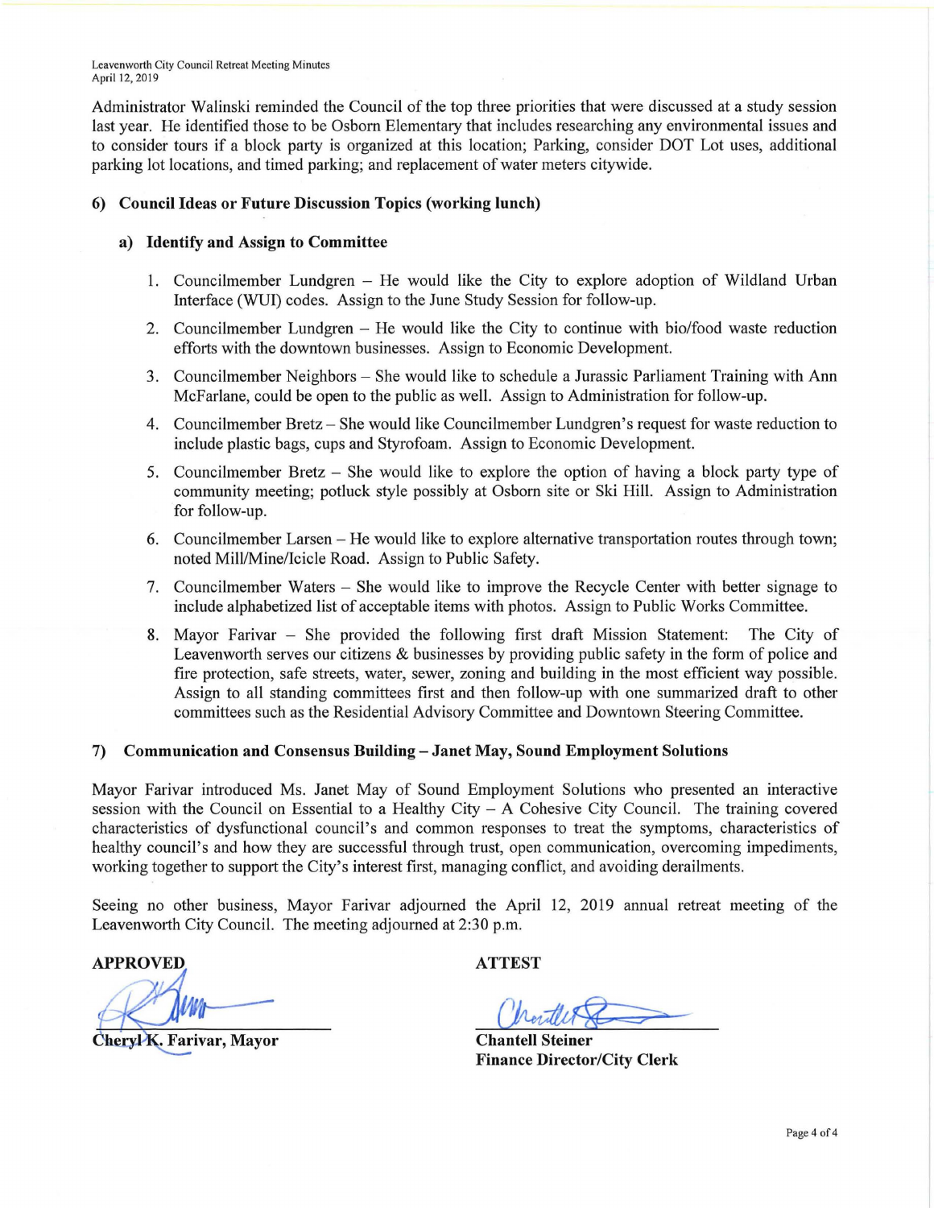Administrator Walinski reminded the Council of the top three priorities that were discussed at a study session last year. He identified those to be Osborn Elementary that includes researching any environmental issues and to consider tours if a block party is organized at this location; Parking, consider DOT Lot uses, additional parking lot locations, and timed parking; and replacement of water meters citywide.

### 6) Council Ideas or Future Discussion Topics (working lunch)

#### a) Identify and Assign to Committee

1. Councilmember Lundgren – He would like the City to explore adoption of Wildland Urban Interface (WUI) codes. Assign to the June Study Session for follow-up.
2. Councilmember Lundgren – He would like the City to continue with bio/food waste reduction efforts with the downtown businesses. Assign to Economic Development.
3. Councilmember Neighbors – She would like to schedule a Jurassic Parliament Training with Ann McFarlane, could be open to the public as well. Assign to Administration for follow-up.
4. Councilmember Bretz – She would like Councilmember Lundgren's request for waste reduction to include plastic bags, cups and Styrofoam. Assign to Economic Development.
5. Councilmember Bretz – She would like to explore the option of having a block party type of community meeting; potluck style possibly at Osborn site or Ski Hill. Assign to Administration for follow-up.
6. Councilmember Larsen – He would like to explore alternative transportation routes through town; noted Mill/Mine/Icicle Road. Assign to Public Safety.
7. Councilmember Waters – She would like to improve the Recycle Center with better signage to include alphabetized list of acceptable items with photos. Assign to Public Works Committee.
8. Mayor Farivar – She provided the following first draft Mission Statement: The City of Leavenworth serves our citizens & businesses by providing public safety in the form of police and fire protection, safe streets, water, sewer, zoning and building in the most efficient way possible. Assign to all standing committees first and then follow-up with one summarized draft to other committees such as the Residential Advisory Committee and Downtown Steering Committee.

### 7) Communication and Consensus Building – Janet May, Sound Employment Solutions

Mayor Farivar introduced Ms. Janet May of Sound Employment Solutions who presented an interactive session with the Council on Essential to a Healthy City – A Cohesive City Council. The training covered characteristics of dysfunctional council's and common responses to treat the symptoms, characteristics of healthy council's and how they are successful through trust, open communication, overcoming impediments, working together to support the City's interest first, managing conflict, and avoiding derailments.

Seeing no other business, Mayor Farivar adjourned the April 12, 2019 annual retreat meeting of the Leavenworth City Council. The meeting adjourned at 2:30 p.m.

**APPROVED**

**Cheryl K. Farivar, Mayor**

**ATTEST**

**Chantell Steiner**
**Finance Director/City Clerk**